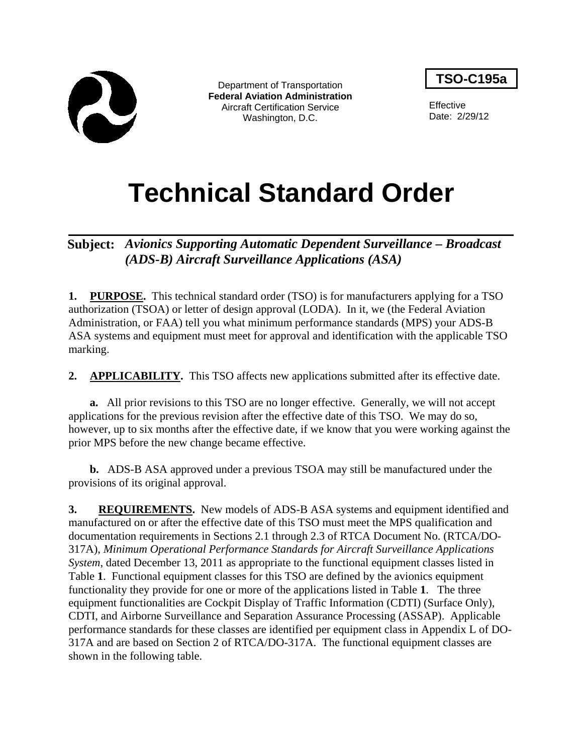Department of Transportation
**Federal Aviation Administration**
Aircraft Certification Service
Washington, D.C.

**TSO-C195a**

Effective
Date: 2/29/12

# Technical Standard Order

**Subject:** ***Avionics Supporting Automatic Dependent Surveillance – Broadcast (ADS-B) Aircraft Surveillance Applications (ASA)***

**1. PURPOSE.** This technical standard order (TSO) is for manufacturers applying for a TSO authorization (TSOA) or letter of design approval (LODA). In it, we (the Federal Aviation Administration, or FAA) tell you what minimum performance standards (MPS) your ADS-B ASA systems and equipment must meet for approval and identification with the applicable TSO marking.

**2. APPLICABILITY.** This TSO affects new applications submitted after its effective date.

**a.** All prior revisions to this TSO are no longer effective. Generally, we will not accept applications for the previous revision after the effective date of this TSO. We may do so, however, up to six months after the effective date, if we know that you were working against the prior MPS before the new change became effective.

**b.** ADS-B ASA approved under a previous TSOA may still be manufactured under the provisions of its original approval.

**3. REQUIREMENTS.** New models of ADS-B ASA systems and equipment identified and manufactured on or after the effective date of this TSO must meet the MPS qualification and documentation requirements in Sections 2.1 through 2.3 of RTCA Document No. (RTCA/DO-317A), *Minimum Operational Performance Standards for Aircraft Surveillance Applications System*, dated December 13, 2011 as appropriate to the functional equipment classes listed in Table **1**. Functional equipment classes for this TSO are defined by the avionics equipment functionality they provide for one or more of the applications listed in Table **1**. The three equipment functionalities are Cockpit Display of Traffic Information (CDTI) (Surface Only), CDTI, and Airborne Surveillance and Separation Assurance Processing (ASSAP). Applicable performance standards for these classes are identified per equipment class in Appendix L of DO-317A and are based on Section 2 of RTCA/DO-317A. The functional equipment classes are shown in the following table.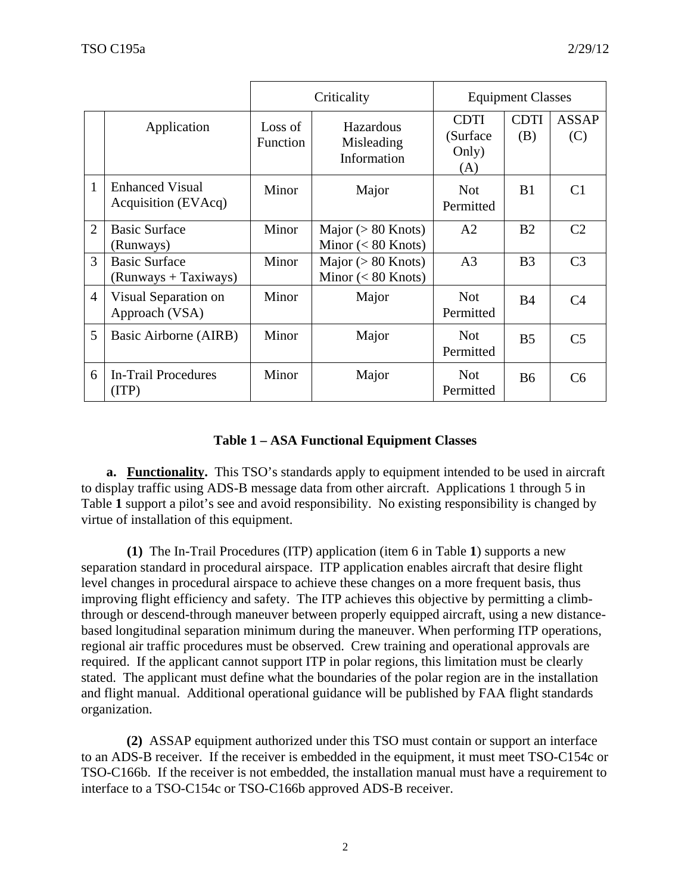| | | Criticality | | Equipment Classes | | |
|---|---|---|---|---|---|---|
| | Application | Loss of Function | Hazardous Misleading Information | CDTI (Surface Only) (A) | CDTI (B) | ASSAP (C) |
| 1 | Enhanced Visual Acquisition (EVAcq) | Minor | Major | Not Permitted | B1 | C1 |
| 2 | Basic Surface (Runways) | Minor | Major (> 80 Knots) Minor (< 80 Knots) | A2 | B2 | C2 |
| 3 | Basic Surface (Runways + Taxiways) | Minor | Major (> 80 Knots) Minor (< 80 Knots) | A3 | B3 | C3 |
| 4 | Visual Separation on Approach (VSA) | Minor | Major | Not Permitted | B4 | C4 |
| 5 | Basic Airborne (AIRB) | Minor | Major | Not Permitted | B5 | C5 |
| 6 | In-Trail Procedures (ITP) | Minor | Major | Not Permitted | B6 | C6 |

**Table 1 – ASA Functional Equipment Classes**

**a. Functionality.** This TSO's standards apply to equipment intended to be used in aircraft to display traffic using ADS-B message data from other aircraft. Applications 1 through 5 in Table **1** support a pilot's see and avoid responsibility. No existing responsibility is changed by virtue of installation of this equipment.

**(1)** The In-Trail Procedures (ITP) application (item 6 in Table **1**) supports a new separation standard in procedural airspace. ITP application enables aircraft that desire flight level changes in procedural airspace to achieve these changes on a more frequent basis, thus improving flight efficiency and safety. The ITP achieves this objective by permitting a climb-through or descend-through maneuver between properly equipped aircraft, using a new distance-based longitudinal separation minimum during the maneuver. When performing ITP operations, regional air traffic procedures must be observed. Crew training and operational approvals are required. If the applicant cannot support ITP in polar regions, this limitation must be clearly stated. The applicant must define what the boundaries of the polar region are in the installation and flight manual. Additional operational guidance will be published by FAA flight standards organization.

**(2)** ASSAP equipment authorized under this TSO must contain or support an interface to an ADS-B receiver. If the receiver is embedded in the equipment, it must meet TSO-C154c or TSO-C166b. If the receiver is not embedded, the installation manual must have a requirement to interface to a TSO-C154c or TSO-C166b approved ADS-B receiver.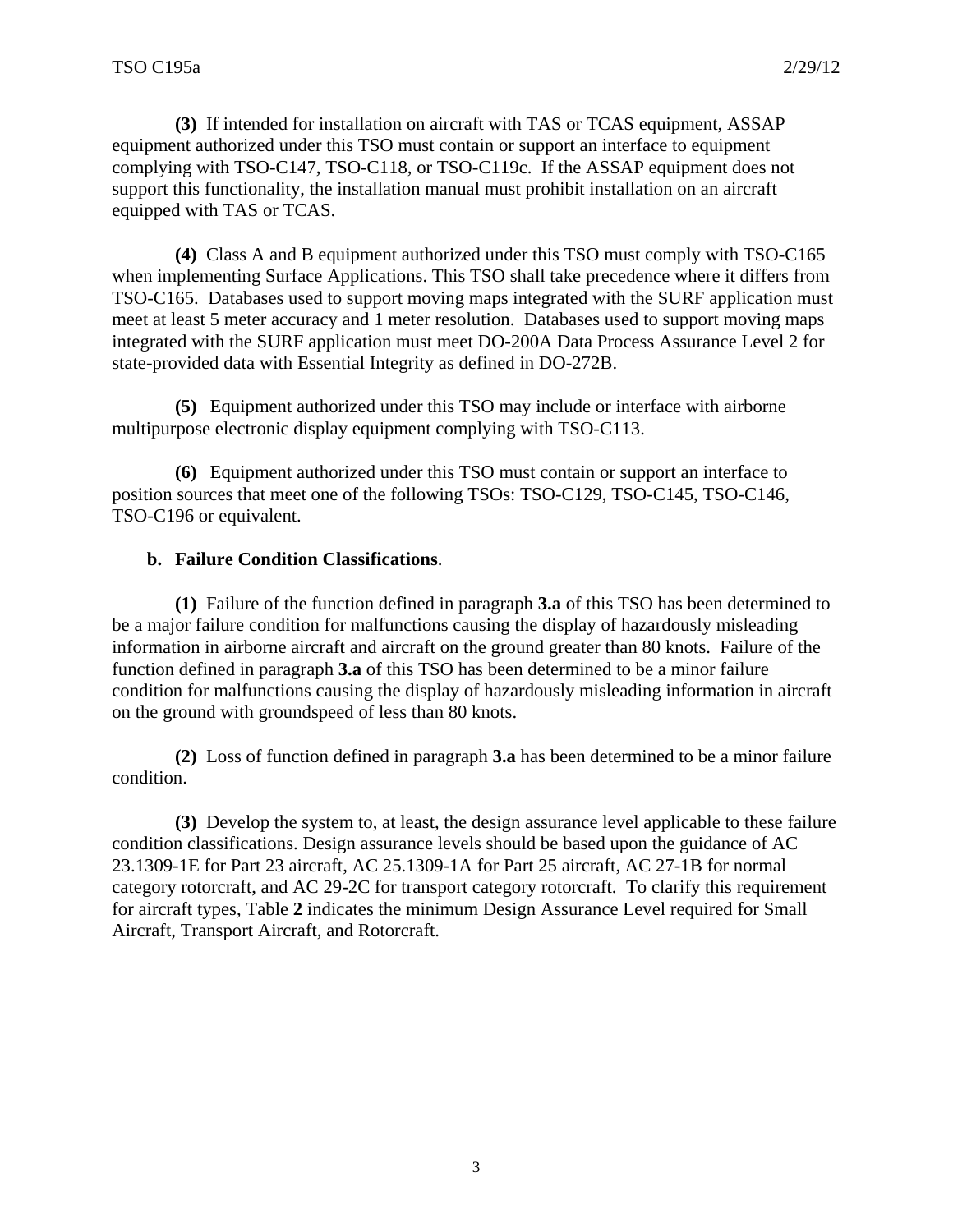**(3)** If intended for installation on aircraft with TAS or TCAS equipment, ASSAP equipment authorized under this TSO must contain or support an interface to equipment complying with TSO-C147, TSO-C118, or TSO-C119c. If the ASSAP equipment does not support this functionality, the installation manual must prohibit installation on an aircraft equipped with TAS or TCAS.

**(4)** Class A and B equipment authorized under this TSO must comply with TSO-C165 when implementing Surface Applications. This TSO shall take precedence where it differs from TSO-C165. Databases used to support moving maps integrated with the SURF application must meet at least 5 meter accuracy and 1 meter resolution. Databases used to support moving maps integrated with the SURF application must meet DO-200A Data Process Assurance Level 2 for state-provided data with Essential Integrity as defined in DO-272B.

**(5)** Equipment authorized under this TSO may include or interface with airborne multipurpose electronic display equipment complying with TSO-C113.

**(6)** Equipment authorized under this TSO must contain or support an interface to position sources that meet one of the following TSOs: TSO-C129, TSO-C145, TSO-C146, TSO-C196 or equivalent.

**b. Failure Condition Classifications**.

**(1)** Failure of the function defined in paragraph **3.a** of this TSO has been determined to be a major failure condition for malfunctions causing the display of hazardously misleading information in airborne aircraft and aircraft on the ground greater than 80 knots. Failure of the function defined in paragraph **3.a** of this TSO has been determined to be a minor failure condition for malfunctions causing the display of hazardously misleading information in aircraft on the ground with groundspeed of less than 80 knots.

**(2)** Loss of function defined in paragraph **3.a** has been determined to be a minor failure condition.

**(3)** Develop the system to, at least, the design assurance level applicable to these failure condition classifications. Design assurance levels should be based upon the guidance of AC 23.1309-1E for Part 23 aircraft, AC 25.1309-1A for Part 25 aircraft, AC 27-1B for normal category rotorcraft, and AC 29-2C for transport category rotorcraft. To clarify this requirement for aircraft types, Table **2** indicates the minimum Design Assurance Level required for Small Aircraft, Transport Aircraft, and Rotorcraft.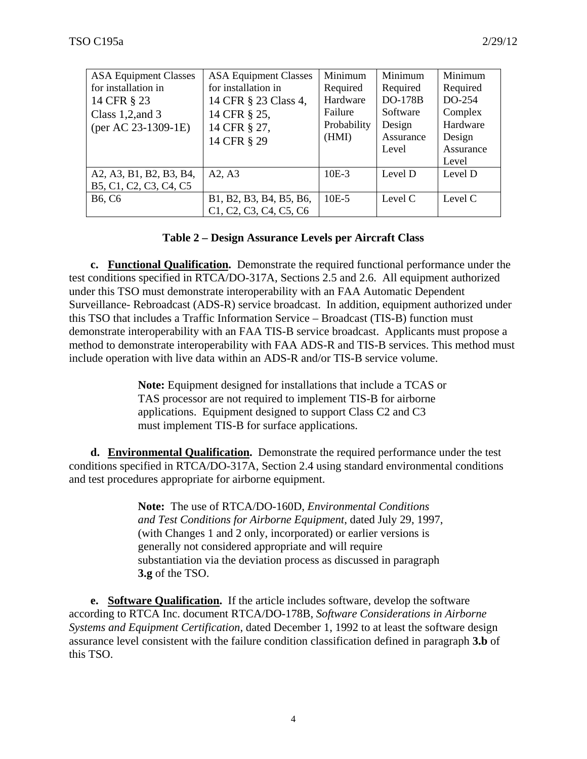| ASA Equipment Classes for installation in 14 CFR § 23 Class 1,2,and 3 (per AC 23-1309-1E) | ASA Equipment Classes for installation in 14 CFR § 23 Class 4, 14 CFR § 25, 14 CFR § 27, 14 CFR § 29 | Minimum Required Hardware Failure Probability (HMI) | Minimum Required DO-178B Software Design Assurance Level | Minimum Required DO-254 Complex Hardware Design Assurance Level |
|---|---|---|---|---|
| A2, A3, B1, B2, B3, B4, B5, C1, C2, C3, C4, C5 | A2, A3 | 10E-3 | Level D | Level D |
| B6, C6 | B1, B2, B3, B4, B5, B6, C1, C2, C3, C4, C5, C6 | 10E-5 | Level C | Level C |

**Table 2 – Design Assurance Levels per Aircraft Class**

**c. Functional Qualification.** Demonstrate the required functional performance under the test conditions specified in RTCA/DO-317A, Sections 2.5 and 2.6. All equipment authorized under this TSO must demonstrate interoperability with an FAA Automatic Dependent Surveillance- Rebroadcast (ADS-R) service broadcast. In addition, equipment authorized under this TSO that includes a Traffic Information Service – Broadcast (TIS-B) function must demonstrate interoperability with an FAA TIS-B service broadcast. Applicants must propose a method to demonstrate interoperability with FAA ADS-R and TIS-B services. This method must include operation with live data within an ADS-R and/or TIS-B service volume.

> **Note:** Equipment designed for installations that include a TCAS or TAS processor are not required to implement TIS-B for airborne applications. Equipment designed to support Class C2 and C3 must implement TIS-B for surface applications.

**d. Environmental Qualification.** Demonstrate the required performance under the test conditions specified in RTCA/DO-317A, Section 2.4 using standard environmental conditions and test procedures appropriate for airborne equipment.

> **Note:** The use of RTCA/DO-160D, *Environmental Conditions and Test Conditions for Airborne Equipment*, dated July 29, 1997, (with Changes 1 and 2 only, incorporated) or earlier versions is generally not considered appropriate and will require substantiation via the deviation process as discussed in paragraph **3.g** of the TSO.

**e. Software Qualification.** If the article includes software, develop the software according to RTCA Inc. document RTCA/DO-178B, *Software Considerations in Airborne Systems and Equipment Certification*, dated December 1, 1992 to at least the software design assurance level consistent with the failure condition classification defined in paragraph **3.b** of this TSO.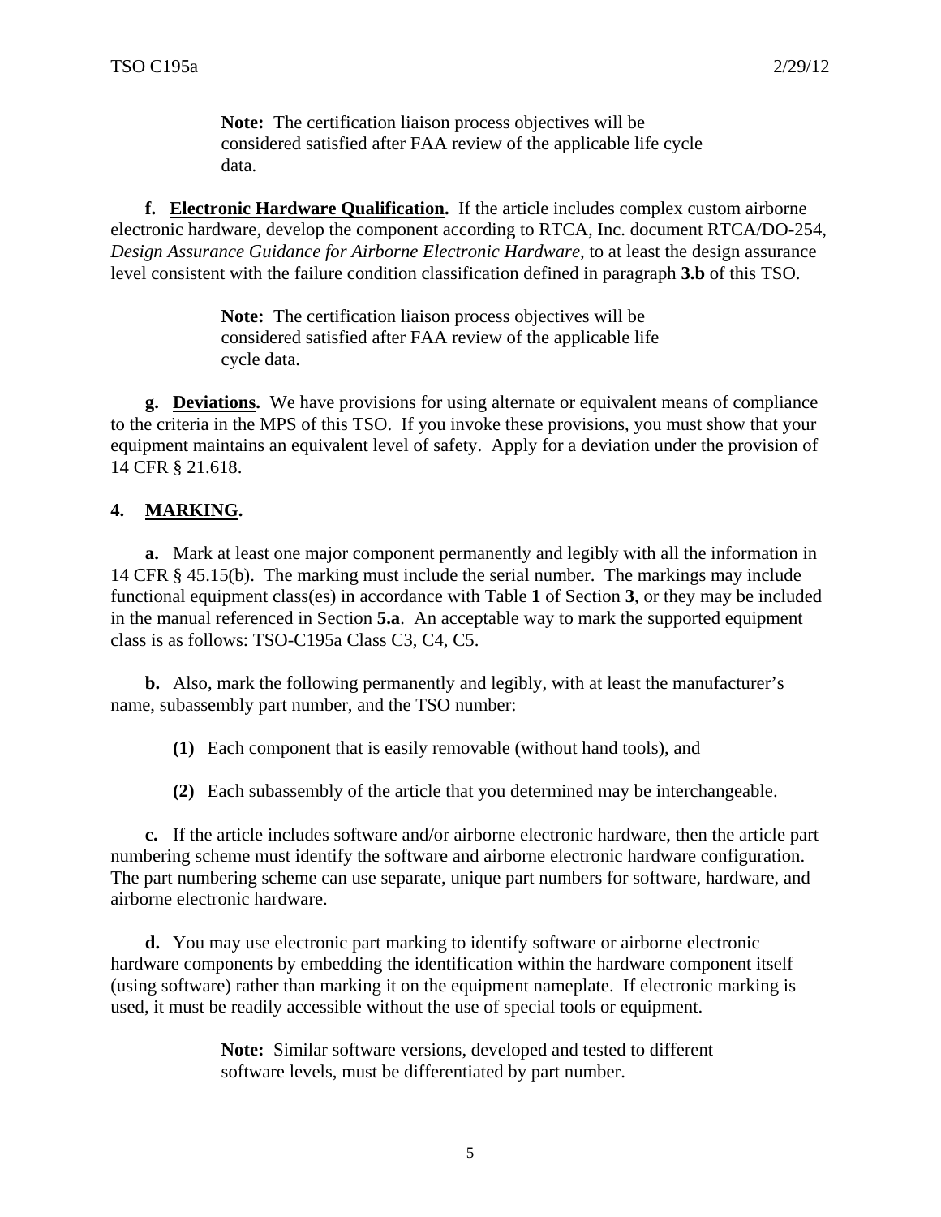**Note:** The certification liaison process objectives will be considered satisfied after FAA review of the applicable life cycle data.

**f. Electronic Hardware Qualification.** If the article includes complex custom airborne electronic hardware, develop the component according to RTCA, Inc. document RTCA/DO-254, *Design Assurance Guidance for Airborne Electronic Hardware*, to at least the design assurance level consistent with the failure condition classification defined in paragraph **3.b** of this TSO.

**Note:** The certification liaison process objectives will be considered satisfied after FAA review of the applicable life cycle data.

**g. Deviations.** We have provisions for using alternate or equivalent means of compliance to the criteria in the MPS of this TSO. If you invoke these provisions, you must show that your equipment maintains an equivalent level of safety. Apply for a deviation under the provision of 14 CFR § 21.618.

## 4. MARKING.

**a.** Mark at least one major component permanently and legibly with all the information in 14 CFR § 45.15(b). The marking must include the serial number. The markings may include functional equipment class(es) in accordance with Table **1** of Section **3**, or they may be included in the manual referenced in Section **5.a**. An acceptable way to mark the supported equipment class is as follows: TSO-C195a Class C3, C4, C5.

**b.** Also, mark the following permanently and legibly, with at least the manufacturer's name, subassembly part number, and the TSO number:

**(1)** Each component that is easily removable (without hand tools), and

**(2)** Each subassembly of the article that you determined may be interchangeable.

**c.** If the article includes software and/or airborne electronic hardware, then the article part numbering scheme must identify the software and airborne electronic hardware configuration. The part numbering scheme can use separate, unique part numbers for software, hardware, and airborne electronic hardware.

**d.** You may use electronic part marking to identify software or airborne electronic hardware components by embedding the identification within the hardware component itself (using software) rather than marking it on the equipment nameplate. If electronic marking is used, it must be readily accessible without the use of special tools or equipment.

**Note:** Similar software versions, developed and tested to different software levels, must be differentiated by part number.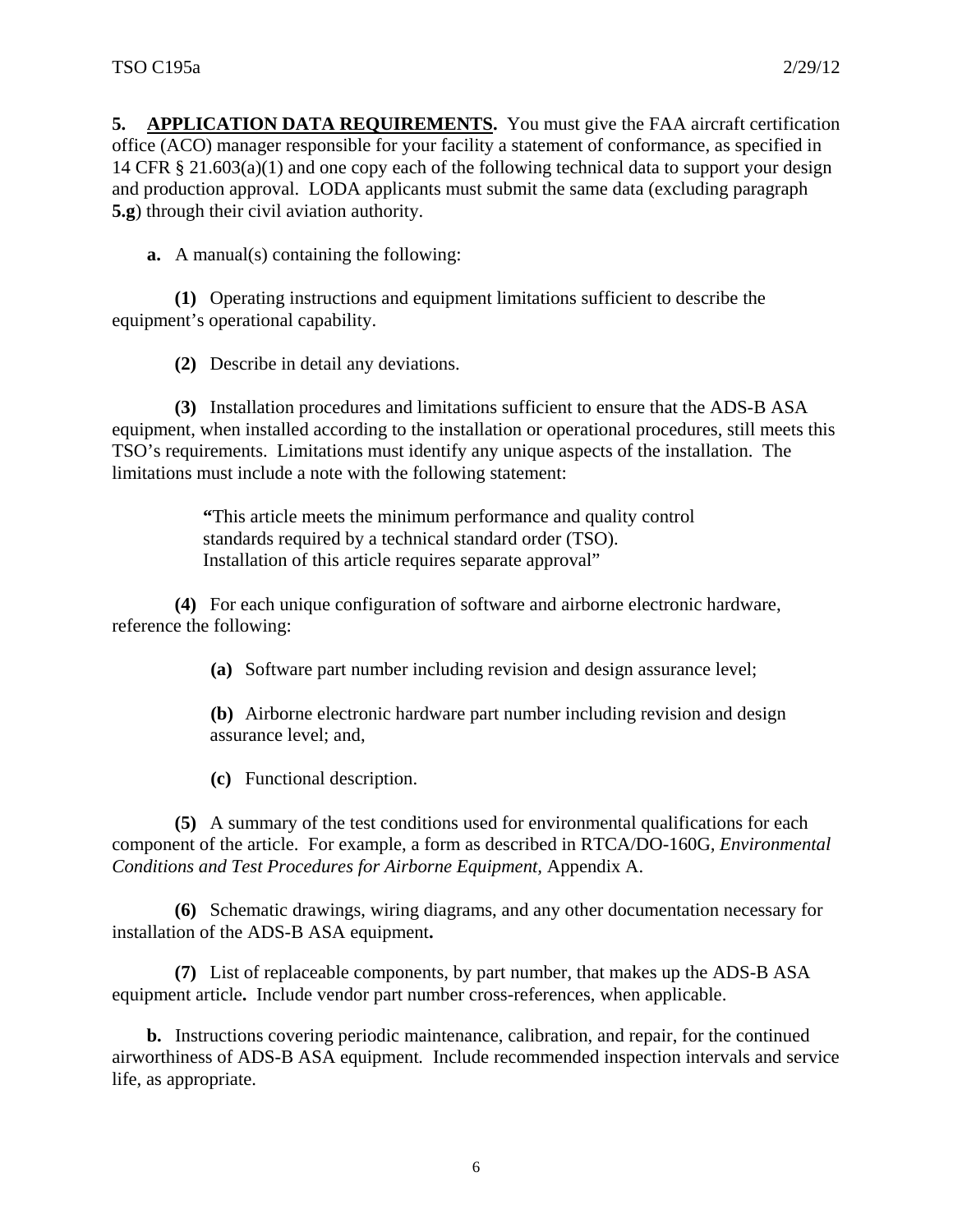**5. APPLICATION DATA REQUIREMENTS.** You must give the FAA aircraft certification office (ACO) manager responsible for your facility a statement of conformance, as specified in 14 CFR § 21.603(a)(1) and one copy each of the following technical data to support your design and production approval. LODA applicants must submit the same data (excluding paragraph **5.g**) through their civil aviation authority.

**a.** A manual(s) containing the following:

**(1)** Operating instructions and equipment limitations sufficient to describe the equipment's operational capability.

**(2)** Describe in detail any deviations.

**(3)** Installation procedures and limitations sufficient to ensure that the ADS-B ASA equipment, when installed according to the installation or operational procedures, still meets this TSO's requirements. Limitations must identify any unique aspects of the installation. The limitations must include a note with the following statement:

> **"**This article meets the minimum performance and quality control standards required by a technical standard order (TSO). Installation of this article requires separate approval"

**(4)** For each unique configuration of software and airborne electronic hardware, reference the following:

**(a)** Software part number including revision and design assurance level;

**(b)** Airborne electronic hardware part number including revision and design assurance level; and,

**(c)** Functional description.

**(5)** A summary of the test conditions used for environmental qualifications for each component of the article. For example, a form as described in RTCA/DO-160G, *Environmental Conditions and Test Procedures for Airborne Equipment*, Appendix A.

**(6)** Schematic drawings, wiring diagrams, and any other documentation necessary for installation of the ADS-B ASA equipment**.**

**(7)** List of replaceable components, by part number, that makes up the ADS-B ASA equipment article**.** Include vendor part number cross-references, when applicable.

**b.** Instructions covering periodic maintenance, calibration, and repair, for the continued airworthiness of ADS-B ASA equipment*.* Include recommended inspection intervals and service life, as appropriate.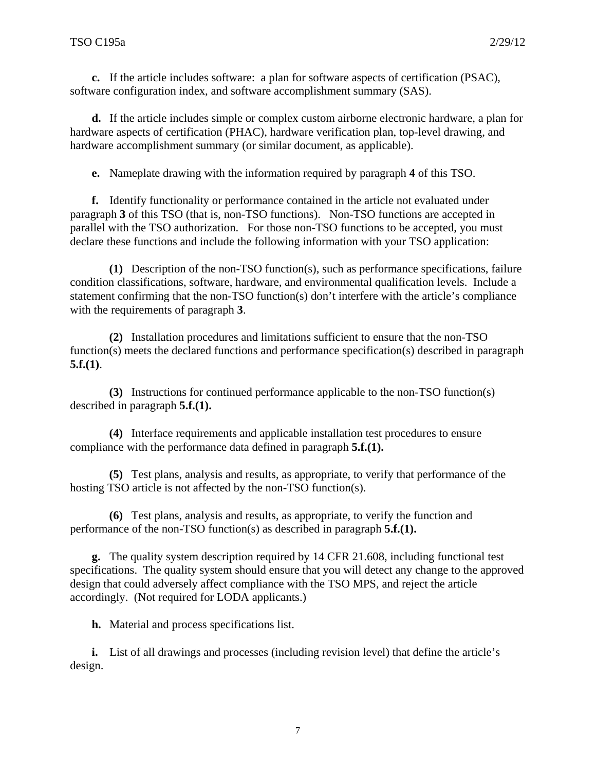**c.** If the article includes software: a plan for software aspects of certification (PSAC), software configuration index, and software accomplishment summary (SAS).

**d.** If the article includes simple or complex custom airborne electronic hardware, a plan for hardware aspects of certification (PHAC), hardware verification plan, top-level drawing, and hardware accomplishment summary (or similar document, as applicable).

**e.** Nameplate drawing with the information required by paragraph **4** of this TSO.

**f.** Identify functionality or performance contained in the article not evaluated under paragraph **3** of this TSO (that is, non-TSO functions). Non-TSO functions are accepted in parallel with the TSO authorization. For those non-TSO functions to be accepted, you must declare these functions and include the following information with your TSO application:

**(1)** Description of the non-TSO function(s), such as performance specifications, failure condition classifications, software, hardware, and environmental qualification levels. Include a statement confirming that the non-TSO function(s) don't interfere with the article's compliance with the requirements of paragraph **3**.

**(2)** Installation procedures and limitations sufficient to ensure that the non-TSO function(s) meets the declared functions and performance specification(s) described in paragraph **5.f.(1)**.

**(3)** Instructions for continued performance applicable to the non-TSO function(s) described in paragraph **5.f.(1).**

**(4)** Interface requirements and applicable installation test procedures to ensure compliance with the performance data defined in paragraph **5.f.(1).**

**(5)** Test plans, analysis and results, as appropriate, to verify that performance of the hosting TSO article is not affected by the non-TSO function(s).

**(6)** Test plans, analysis and results, as appropriate, to verify the function and performance of the non-TSO function(s) as described in paragraph **5.f.(1).**

**g.** The quality system description required by 14 CFR 21.608, including functional test specifications. The quality system should ensure that you will detect any change to the approved design that could adversely affect compliance with the TSO MPS, and reject the article accordingly. (Not required for LODA applicants.)

**h.** Material and process specifications list.

**i.** List of all drawings and processes (including revision level) that define the article's design.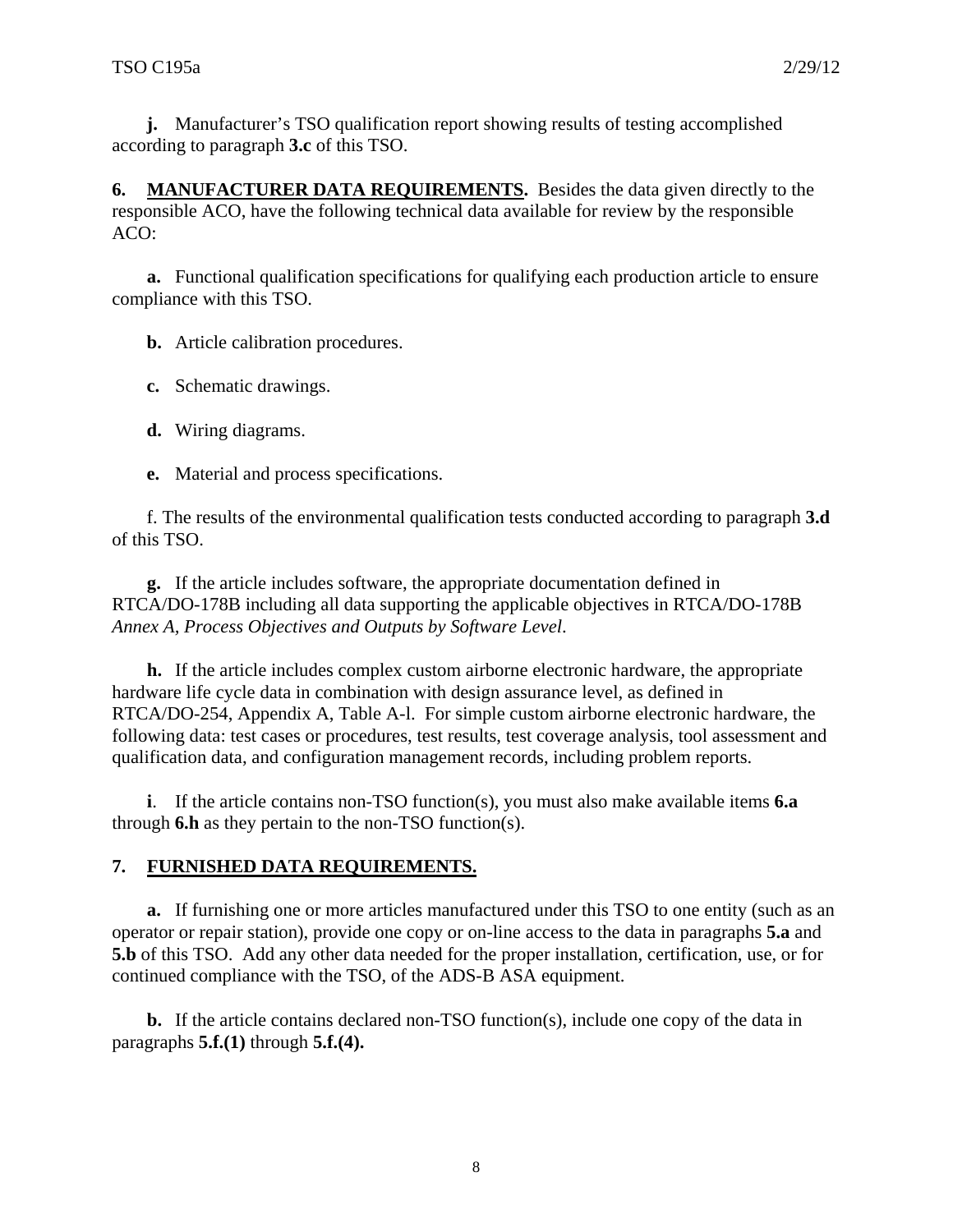**j.** Manufacturer's TSO qualification report showing results of testing accomplished according to paragraph **3.c** of this TSO.

**6. MANUFACTURER DATA REQUIREMENTS.** Besides the data given directly to the responsible ACO, have the following technical data available for review by the responsible ACO:

**a.** Functional qualification specifications for qualifying each production article to ensure compliance with this TSO.

**b.** Article calibration procedures.

**c.** Schematic drawings.

**d.** Wiring diagrams.

**e.** Material and process specifications.

f. The results of the environmental qualification tests conducted according to paragraph **3.d** of this TSO.

**g.** If the article includes software, the appropriate documentation defined in RTCA/DO-178B including all data supporting the applicable objectives in RTCA/DO-178B *Annex A, Process Objectives and Outputs by Software Level*.

**h.** If the article includes complex custom airborne electronic hardware, the appropriate hardware life cycle data in combination with design assurance level, as defined in RTCA/DO-254, Appendix A, Table A-l. For simple custom airborne electronic hardware, the following data: test cases or procedures, test results, test coverage analysis, tool assessment and qualification data, and configuration management records, including problem reports.

**i**. If the article contains non-TSO function(s), you must also make available items **6.a** through **6.h** as they pertain to the non-TSO function(s).

**7. FURNISHED DATA REQUIREMENTS.**

**a.** If furnishing one or more articles manufactured under this TSO to one entity (such as an operator or repair station), provide one copy or on-line access to the data in paragraphs **5.a** and **5.b** of this TSO. Add any other data needed for the proper installation, certification, use, or for continued compliance with the TSO, of the ADS-B ASA equipment.

**b.** If the article contains declared non-TSO function(s), include one copy of the data in paragraphs **5.f.(1)** through **5.f.(4).**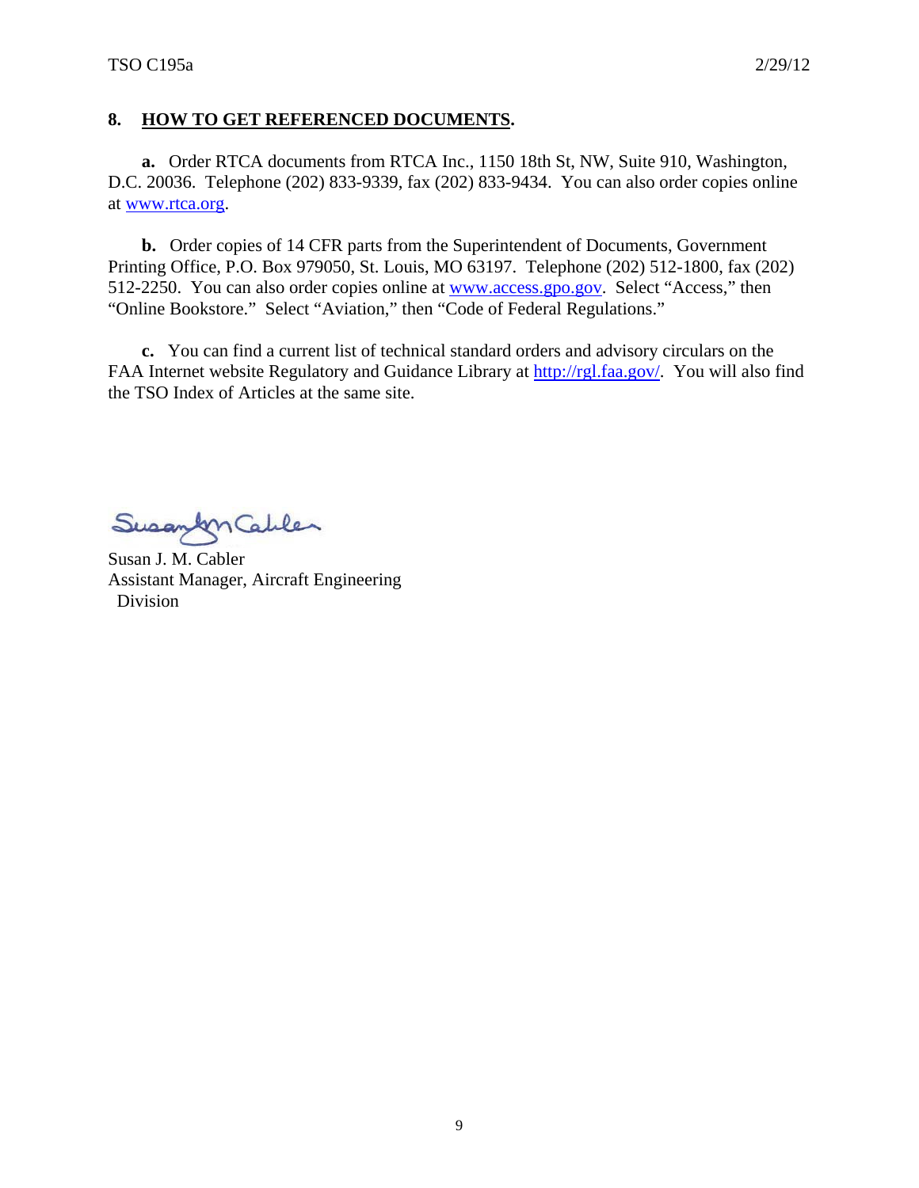## 8. HOW TO GET REFERENCED DOCUMENTS.

**a.** Order RTCA documents from RTCA Inc., 1150 18th St, NW, Suite 910, Washington, D.C. 20036. Telephone (202) 833-9339, fax (202) 833-9434. You can also order copies online at www.rtca.org.

**b.** Order copies of 14 CFR parts from the Superintendent of Documents, Government Printing Office, P.O. Box 979050, St. Louis, MO 63197. Telephone (202) 512-1800, fax (202) 512-2250. You can also order copies online at www.access.gpo.gov. Select "Access," then "Online Bookstore." Select "Aviation," then "Code of Federal Regulations."

**c.** You can find a current list of technical standard orders and advisory circulars on the FAA Internet website Regulatory and Guidance Library at http://rgl.faa.gov/. You will also find the TSO Index of Articles at the same site.

Susan J. M. Cabler
Assistant Manager, Aircraft Engineering
Division